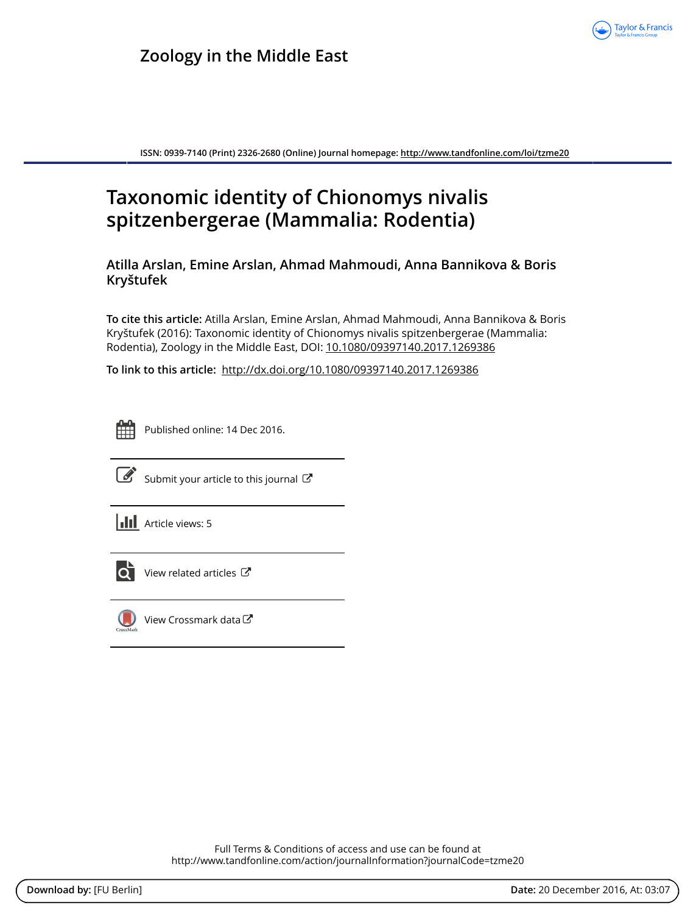# Zoology in the Middle East

ISSN: 0939-7140 (Print) 2326-2680 (Online) Journal homepage: http://www.tandfonline.com/loi/tzme20

# Taxonomic identity of Chionomys nivalis spitzenbergerae (Mammalia: Rodentia)

**Atilla Arslan, Emine Arslan, Ahmad Mahmoudi, Anna Bannikova & Boris Kryštufek**

**To cite this article:** Atilla Arslan, Emine Arslan, Ahmad Mahmoudi, Anna Bannikova & Boris Kryštufek (2016): Taxonomic identity of Chionomys nivalis spitzenbergerae (Mammalia: Rodentia), Zoology in the Middle East, DOI: 10.1080/09397140.2017.1269386

**To link to this article:** http://dx.doi.org/10.1080/09397140.2017.1269386

Published online: 14 Dec 2016.

Submit your article to this journal

Article views: 5

View related articles

View Crossmark data

Full Terms & Conditions of access and use can be found at
http://www.tandfonline.com/action/journalInformation?journalCode=tzme20

**Download by:** [FU Berlin] **Date:** 20 December 2016, At: 03:07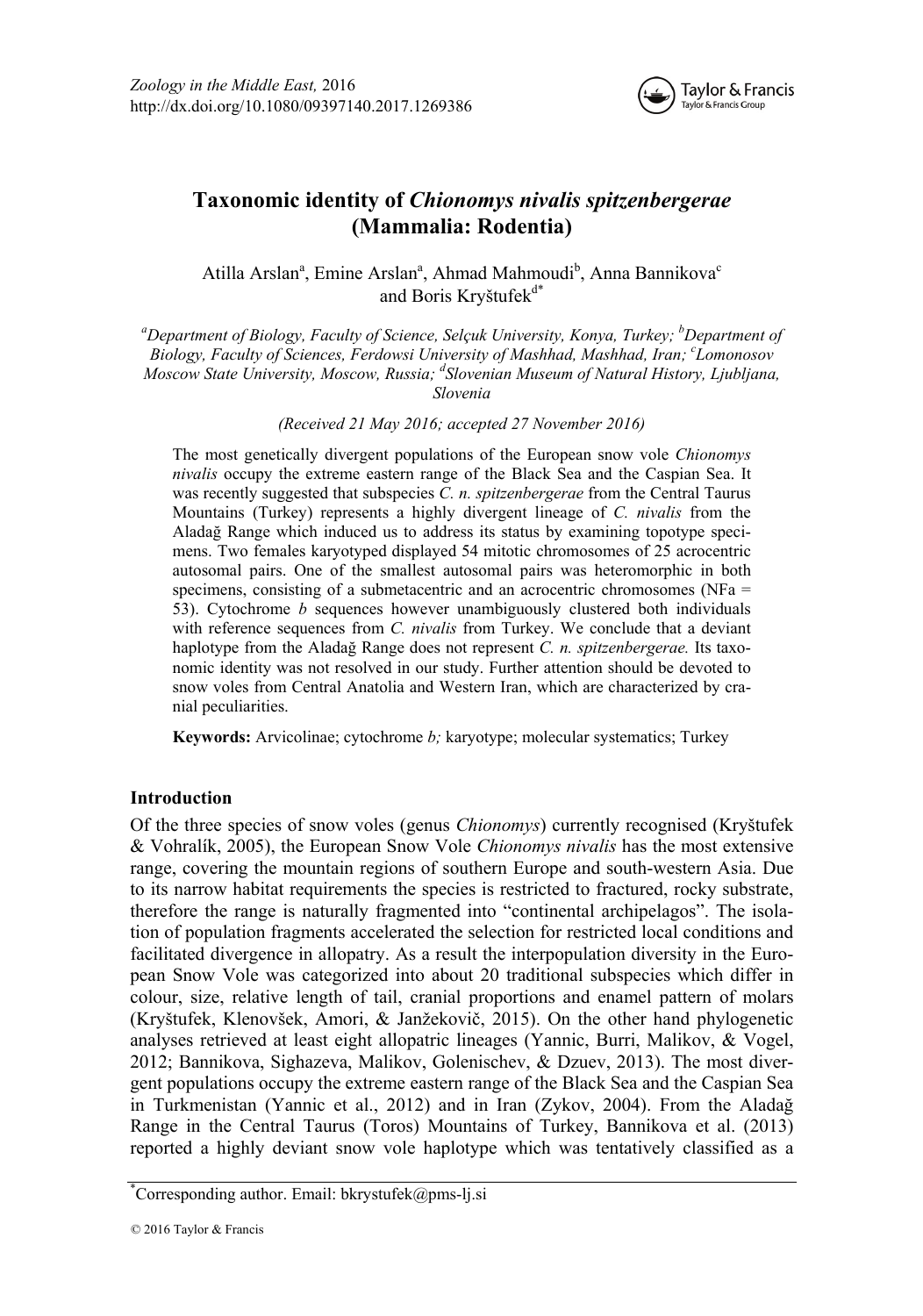Zoology in the Middle East, 2016
http://dx.doi.org/10.1080/09397140.2017.1269386

# Taxonomic identity of *Chionomys nivalis spitzenbergerae* (Mammalia: Rodentia)

Atilla Arslan[a], Emine Arslan[a], Ahmad Mahmoudi[b], Anna Bannikova[c] and Boris Kryštufek[d*]

[a]*Department of Biology, Faculty of Science, Selçuk University, Konya, Turkey;* [b]*Department of Biology, Faculty of Sciences, Ferdowsi University of Mashhad, Mashhad, Iran;* [c]*Lomonosov Moscow State University, Moscow, Russia;* [d]*Slovenian Museum of Natural History, Ljubljana, Slovenia*

*(Received 21 May 2016; accepted 27 November 2016)*

The most genetically divergent populations of the European snow vole *Chionomys nivalis* occupy the extreme eastern range of the Black Sea and the Caspian Sea. It was recently suggested that subspecies *C. n. spitzenbergerae* from the Central Taurus Mountains (Turkey) represents a highly divergent lineage of *C. nivalis* from the Aladağ Range which induced us to address its status by examining topotype specimens. Two females karyotyped displayed 54 mitotic chromosomes of 25 acrocentric autosomal pairs. One of the smallest autosomal pairs was heteromorphic in both specimens, consisting of a submetacentric and an acrocentric chromosomes (NFa = 53). Cytochrome *b* sequences however unambiguously clustered both individuals with reference sequences from *C. nivalis* from Turkey. We conclude that a deviant haplotype from the Aladağ Range does not represent *C. n. spitzenbergerae.* Its taxonomic identity was not resolved in our study. Further attention should be devoted to snow voles from Central Anatolia and Western Iran, which are characterized by cranial peculiarities.

**Keywords:** Arvicolinae; cytochrome *b;* karyotype; molecular systematics; Turkey

## Introduction

Of the three species of snow voles (genus *Chionomys*) currently recognised (Kryštufek & Vohralík, 2005), the European Snow Vole *Chionomys nivalis* has the most extensive range, covering the mountain regions of southern Europe and south-western Asia. Due to its narrow habitat requirements the species is restricted to fractured, rocky substrate, therefore the range is naturally fragmented into "continental archipelagos". The isolation of population fragments accelerated the selection for restricted local conditions and facilitated divergence in allopatry. As a result the interpopulation diversity in the European Snow Vole was categorized into about 20 traditional subspecies which differ in colour, size, relative length of tail, cranial proportions and enamel pattern of molars (Kryštufek, Klenovšek, Amori, & Janžekovič, 2015). On the other hand phylogenetic analyses retrieved at least eight allopatric lineages (Yannic, Burri, Malikov, & Vogel, 2012; Bannikova, Sighazeva, Malikov, Golenischev, & Dzuev, 2013). The most divergent populations occupy the extreme eastern range of the Black Sea and the Caspian Sea in Turkmenistan (Yannic et al., 2012) and in Iran (Zykov, 2004). From the Aladağ Range in the Central Taurus (Toros) Mountains of Turkey, Bannikova et al. (2013) reported a highly deviant snow vole haplotype which was tentatively classified as a

*Corresponding author. Email: bkrystufek@pms-lj.si

© 2016 Taylor & Francis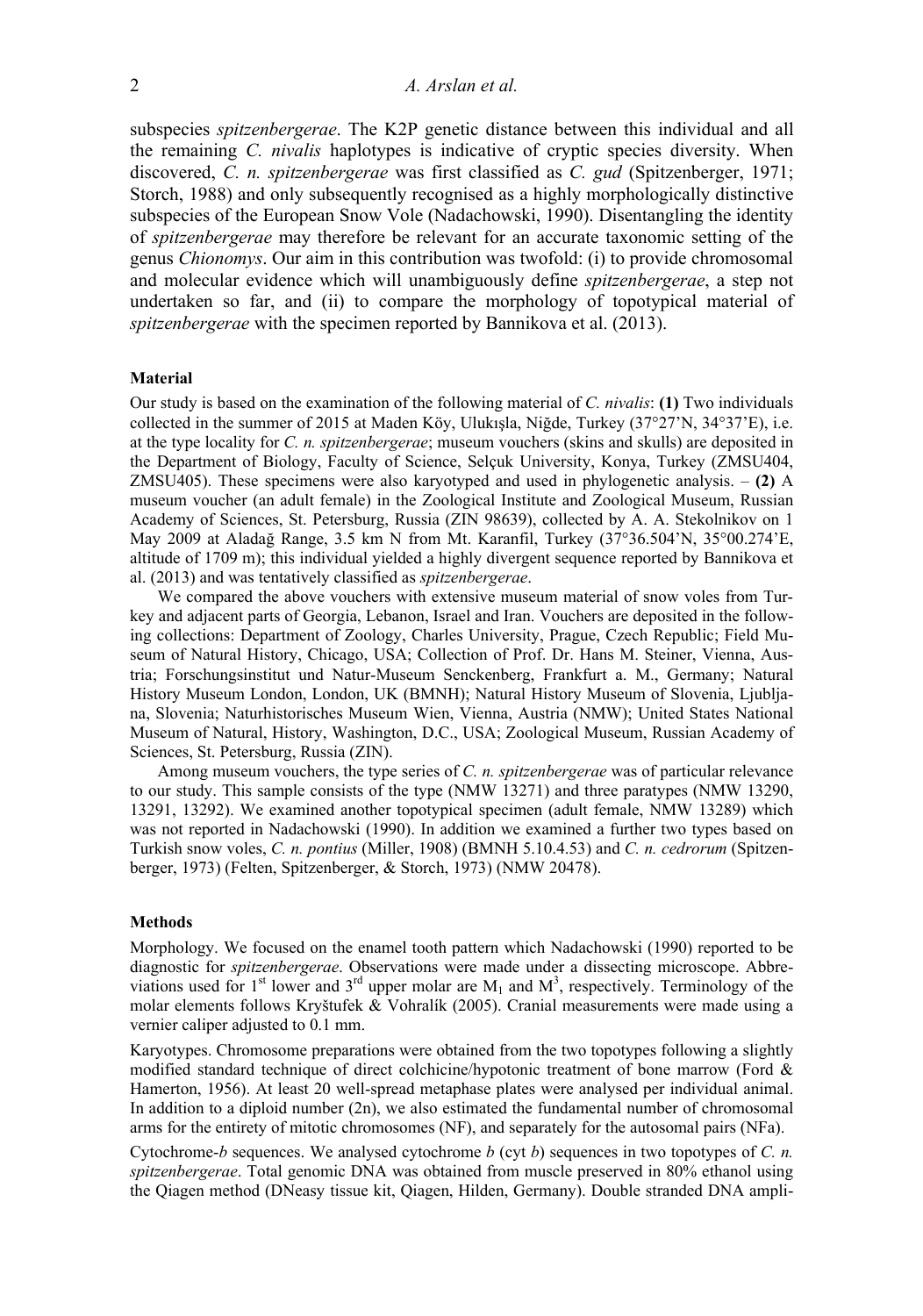subspecies *spitzenbergerae*. The K2P genetic distance between this individual and all the remaining *C. nivalis* haplotypes is indicative of cryptic species diversity. When discovered, *C. n. spitzenbergerae* was first classified as *C. gud* (Spitzenberger, 1971; Storch, 1988) and only subsequently recognised as a highly morphologically distinctive subspecies of the European Snow Vole (Nadachowski, 1990). Disentangling the identity of *spitzenbergerae* may therefore be relevant for an accurate taxonomic setting of the genus *Chionomys*. Our aim in this contribution was twofold: (i) to provide chromosomal and molecular evidence which will unambiguously define *spitzenbergerae*, a step not undertaken so far, and (ii) to compare the morphology of topotypical material of *spitzenbergerae* with the specimen reported by Bannikova et al. (2013).

### Material

Our study is based on the examination of the following material of *C. nivalis*: **(1)** Two individuals collected in the summer of 2015 at Maden Köy, Ulukışla, Niğde, Turkey (37°27'N, 34°37'E), i.e. at the type locality for *C. n. spitzenbergerae*; museum vouchers (skins and skulls) are deposited in the Department of Biology, Faculty of Science, Selçuk University, Konya, Turkey (ZMSU404, ZMSU405). These specimens were also karyotyped and used in phylogenetic analysis. – **(2)** A museum voucher (an adult female) in the Zoological Institute and Zoological Museum, Russian Academy of Sciences, St. Petersburg, Russia (ZIN 98639), collected by A. A. Stekolnikov on 1 May 2009 at Aladağ Range, 3.5 km N from Mt. Karanfil, Turkey (37°36.504'N, 35°00.274'E, altitude of 1709 m); this individual yielded a highly divergent sequence reported by Bannikova et al. (2013) and was tentatively classified as *spitzenbergerae*.

We compared the above vouchers with extensive museum material of snow voles from Turkey and adjacent parts of Georgia, Lebanon, Israel and Iran. Vouchers are deposited in the following collections: Department of Zoology, Charles University, Prague, Czech Republic; Field Museum of Natural History, Chicago, USA; Collection of Prof. Dr. Hans M. Steiner, Vienna, Austria; Forschungsinstitut und Natur-Museum Senckenberg, Frankfurt a. M., Germany; Natural History Museum London, London, UK (BMNH); Natural History Museum of Slovenia, Ljubljana, Slovenia; Naturhistorisches Museum Wien, Vienna, Austria (NMW); United States National Museum of Natural, History, Washington, D.C., USA; Zoological Museum, Russian Academy of Sciences, St. Petersburg, Russia (ZIN).

Among museum vouchers, the type series of *C. n. spitzenbergerae* was of particular relevance to our study. This sample consists of the type (NMW 13271) and three paratypes (NMW 13290, 13291, 13292). We examined another topotypical specimen (adult female, NMW 13289) which was not reported in Nadachowski (1990). In addition we examined a further two types based on Turkish snow voles, *C. n. pontius* (Miller, 1908) (BMNH 5.10.4.53) and *C. n. cedrorum* (Spitzenberger, 1973) (Felten, Spitzenberger, & Storch, 1973) (NMW 20478).

### Methods

Morphology. We focused on the enamel tooth pattern which Nadachowski (1990) reported to be diagnostic for *spitzenbergerae*. Observations were made under a dissecting microscope. Abbreviations used for 1[st] lower and 3[rd] upper molar are $M_1$ and $M^3$, respectively. Terminology of the molar elements follows Kryštufek & Vohralík (2005). Cranial measurements were made using a vernier caliper adjusted to 0.1 mm.

Karyotypes. Chromosome preparations were obtained from the two topotypes following a slightly modified standard technique of direct colchicine/hypotonic treatment of bone marrow (Ford & Hamerton, 1956). At least 20 well-spread metaphase plates were analysed per individual animal. In addition to a diploid number (2n), we also estimated the fundamental number of chromosomal arms for the entirety of mitotic chromosomes (NF), and separately for the autosomal pairs (NFa).

Cytochrome-*b* sequences. We analysed cytochrome *b* (cyt *b*) sequences in two topotypes of *C. n. spitzenbergerae*. Total genomic DNA was obtained from muscle preserved in 80% ethanol using the Qiagen method (DNeasy tissue kit, Qiagen, Hilden, Germany). Double stranded DNA ampli-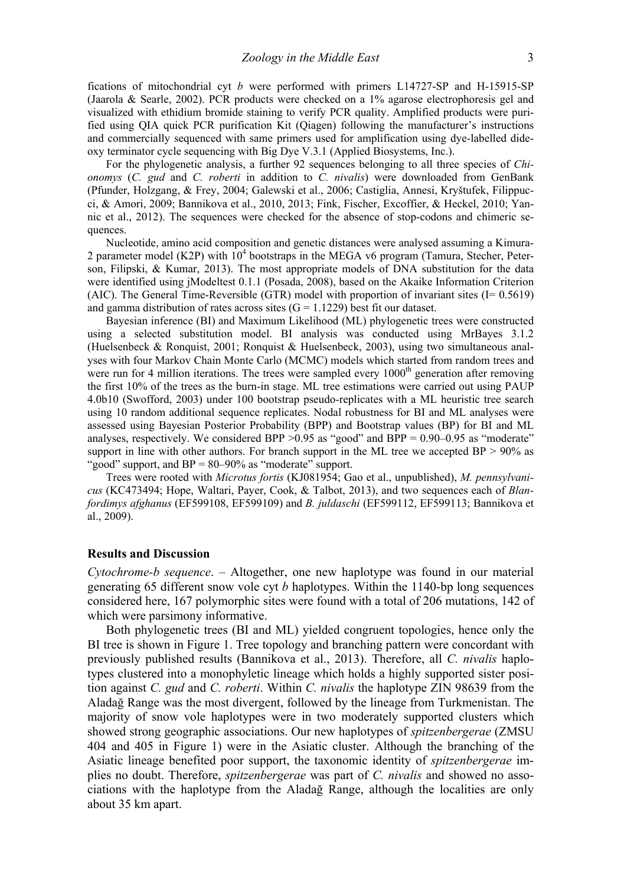fications of mitochondrial cyt *b* were performed with primers L14727-SP and H-15915-SP (Jaarola & Searle, 2002). PCR products were checked on a 1% agarose electrophoresis gel and visualized with ethidium bromide staining to verify PCR quality. Amplified products were purified using QIA quick PCR purification Kit (Qiagen) following the manufacturer's instructions and commercially sequenced with same primers used for amplification using dye-labelled dideoxy terminator cycle sequencing with Big Dye V.3.1 (Applied Biosystems, Inc.).

For the phylogenetic analysis, a further 92 sequences belonging to all three species of *Chionomys* (*C. gud* and *C. roberti* in addition to *C. nivalis*) were downloaded from GenBank (Pfunder, Holzgang, & Frey, 2004; Galewski et al., 2006; Castiglia, Annesi, Kryštufek, Filippucci, & Amori, 2009; Bannikova et al., 2010, 2013; Fink, Fischer, Excoffier, & Heckel, 2010; Yannic et al., 2012). The sequences were checked for the absence of stop-codons and chimeric sequences.

Nucleotide, amino acid composition and genetic distances were analysed assuming a Kimura-2 parameter model (K2P) with $10^4$ bootstraps in the MEGA v6 program (Tamura, Stecher, Peterson, Filipski, & Kumar, 2013). The most appropriate models of DNA substitution for the data were identified using jModeltest 0.1.1 (Posada, 2008), based on the Akaike Information Criterion (AIC). The General Time-Reversible (GTR) model with proportion of invariant sites (I= 0.5619) and gamma distribution of rates across sites (G = 1.1229) best fit our dataset.

Bayesian inference (BI) and Maximum Likelihood (ML) phylogenetic trees were constructed using a selected substitution model. BI analysis was conducted using MrBayes 3.1.2 (Huelsenbeck & Ronquist, 2001; Ronquist & Huelsenbeck, 2003), using two simultaneous analyses with four Markov Chain Monte Carlo (MCMC) models which started from random trees and were run for 4 million iterations. The trees were sampled every 1000th generation after removing the first 10% of the trees as the burn-in stage. ML tree estimations were carried out using PAUP 4.0b10 (Swofford, 2003) under 100 bootstrap pseudo-replicates with a ML heuristic tree search using 10 random additional sequence replicates. Nodal robustness for BI and ML analyses were assessed using Bayesian Posterior Probability (BPP) and Bootstrap values (BP) for BI and ML analyses, respectively. We considered BPP >0.95 as "good" and BPP = 0.90–0.95 as "moderate" support in line with other authors. For branch support in the ML tree we accepted BP > 90% as "good" support, and BP = 80–90% as "moderate" support.

Trees were rooted with *Microtus fortis* (KJ081954; Gao et al., unpublished), *M. pennsylvanicus* (KC473494; Hope, Waltari, Payer, Cook, & Talbot, 2013), and two sequences each of *Blanfordimys afghanus* (EF599108, EF599109) and *B. juldaschi* (EF599112, EF599113; Bannikova et al., 2009).

## Results and Discussion

*Cytochrome-b sequence*. – Altogether, one new haplotype was found in our material generating 65 different snow vole cyt *b* haplotypes. Within the 1140-bp long sequences considered here, 167 polymorphic sites were found with a total of 206 mutations, 142 of which were parsimony informative.

Both phylogenetic trees (BI and ML) yielded congruent topologies, hence only the BI tree is shown in Figure 1. Tree topology and branching pattern were concordant with previously published results (Bannikova et al., 2013). Therefore, all *C. nivalis* haplotypes clustered into a monophyletic lineage which holds a highly supported sister position against *C. gud* and *C. roberti*. Within *C. nivalis* the haplotype ZIN 98639 from the Aladağ Range was the most divergent, followed by the lineage from Turkmenistan. The majority of snow vole haplotypes were in two moderately supported clusters which showed strong geographic associations. Our new haplotypes of *spitzenbergerae* (ZMSU 404 and 405 in Figure 1) were in the Asiatic cluster. Although the branching of the Asiatic lineage benefited poor support, the taxonomic identity of *spitzenbergerae* implies no doubt. Therefore, *spitzenbergerae* was part of *C. nivalis* and showed no associations with the haplotype from the Aladağ Range, although the localities are only about 35 km apart.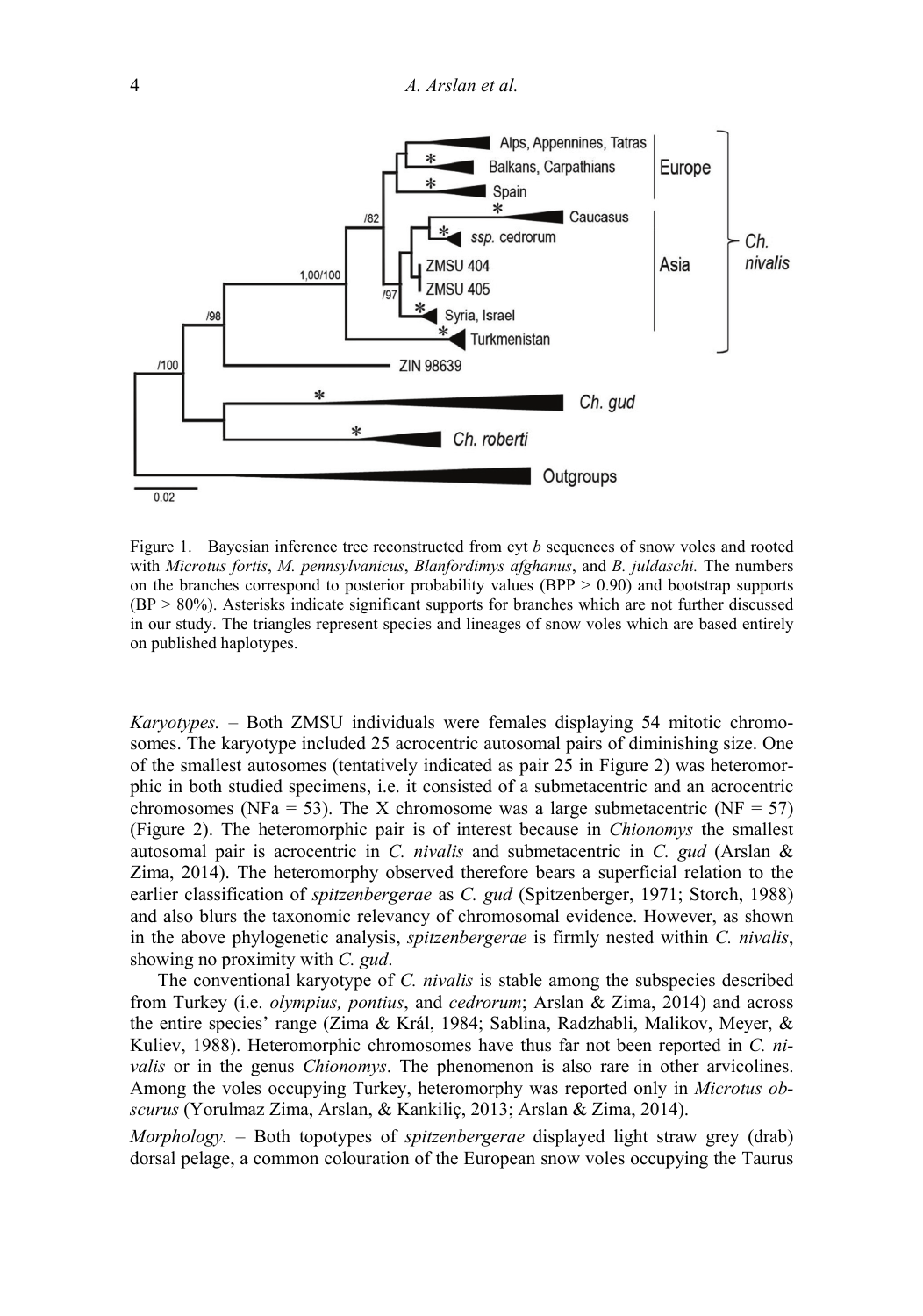Figure 1. Bayesian inference tree reconstructed from cyt *b* sequences of snow voles and rooted with *Microtus fortis*, *M. pennsylvanicus*, *Blanfordimys afghanus*, and *B. juldaschi.* The numbers on the branches correspond to posterior probability values (BPP > 0.90) and bootstrap supports (BP > 80%). Asterisks indicate significant supports for branches which are not further discussed in our study. The triangles represent species and lineages of snow voles which are based entirely on published haplotypes.

*Karyotypes.* – Both ZMSU individuals were females displaying 54 mitotic chromosomes. The karyotype included 25 acrocentric autosomal pairs of diminishing size. One of the smallest autosomes (tentatively indicated as pair 25 in Figure 2) was heteromorphic in both studied specimens, i.e. it consisted of a submetacentric and an acrocentric chromosomes (NFa = 53). The X chromosome was a large submetacentric (NF = 57) (Figure 2). The heteromorphic pair is of interest because in *Chionomys* the smallest autosomal pair is acrocentric in *C. nivalis* and submetacentric in *C. gud* (Arslan & Zima, 2014). The heteromorphy observed therefore bears a superficial relation to the earlier classification of *spitzenbergerae* as *C. gud* (Spitzenberger, 1971; Storch, 1988) and also blurs the taxonomic relevancy of chromosomal evidence. However, as shown in the above phylogenetic analysis, *spitzenbergerae* is firmly nested within *C. nivalis*, showing no proximity with *C. gud*.

The conventional karyotype of *C. nivalis* is stable among the subspecies described from Turkey (i.e. *olympius, pontius*, and *cedrorum*; Arslan & Zima, 2014) and across the entire species' range (Zima & Král, 1984; Sablina, Radzhabli, Malikov, Meyer, & Kuliev, 1988). Heteromorphic chromosomes have thus far not been reported in *C. nivalis* or in the genus *Chionomys*. The phenomenon is also rare in other arvicolines. Among the voles occupying Turkey, heteromorphy was reported only in *Microtus obscurus* (Yorulmaz Zima, Arslan, & Kankiliç, 2013; Arslan & Zima, 2014).

*Morphology.* – Both topotypes of *spitzenbergerae* displayed light straw grey (drab) dorsal pelage, a common colouration of the European snow voles occupying the Taurus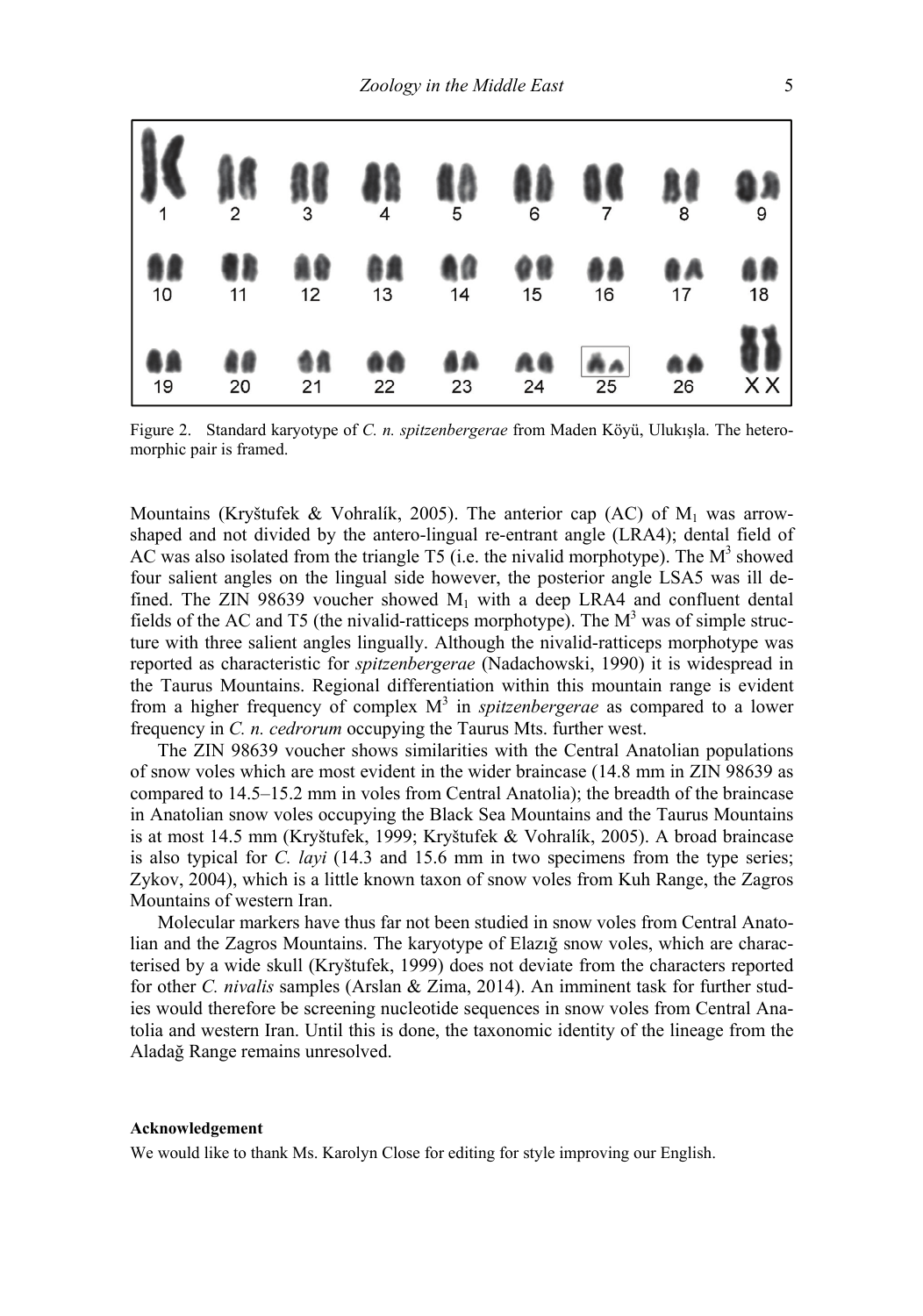Figure 2. Standard karyotype of *C. n. spitzenbergerae* from Maden Köyü, Ulukışla. The heteromorphic pair is framed.

Mountains (Kryštufek & Vohralík, 2005). The anterior cap (AC) of $M_1$ was arrow-shaped and not divided by the antero-lingual re-entrant angle (LRA4); dental field of AC was also isolated from the triangle T5 (i.e. the nivalid morphotype). The $M^3$ showed four salient angles on the lingual side however, the posterior angle LSA5 was ill defined. The ZIN 98639 voucher showed $M_1$ with a deep LRA4 and confluent dental fields of the AC and T5 (the nivalid-ratticeps morphotype). The $M^3$ was of simple structure with three salient angles lingually. Although the nivalid-ratticeps morphotype was reported as characteristic for *spitzenbergerae* (Nadachowski, 1990) it is widespread in the Taurus Mountains. Regional differentiation within this mountain range is evident from a higher frequency of complex $M^3$ in *spitzenbergerae* as compared to a lower frequency in *C. n. cedrorum* occupying the Taurus Mts. further west.

The ZIN 98639 voucher shows similarities with the Central Anatolian populations of snow voles which are most evident in the wider braincase (14.8 mm in ZIN 98639 as compared to 14.5–15.2 mm in voles from Central Anatolia); the breadth of the braincase in Anatolian snow voles occupying the Black Sea Mountains and the Taurus Mountains is at most 14.5 mm (Kryštufek, 1999; Kryštufek & Vohralík, 2005). A broad braincase is also typical for *C. layi* (14.3 and 15.6 mm in two specimens from the type series; Zykov, 2004), which is a little known taxon of snow voles from Kuh Range, the Zagros Mountains of western Iran.

Molecular markers have thus far not been studied in snow voles from Central Anatolian and the Zagros Mountains. The karyotype of Elazığ snow voles, which are characterised by a wide skull (Kryštufek, 1999) does not deviate from the characters reported for other *C. nivalis* samples (Arslan & Zima, 2014). An imminent task for further studies would therefore be screening nucleotide sequences in snow voles from Central Anatolia and western Iran. Until this is done, the taxonomic identity of the lineage from the Aladağ Range remains unresolved.

**Acknowledgement**

We would like to thank Ms. Karolyn Close for editing for style improving our English.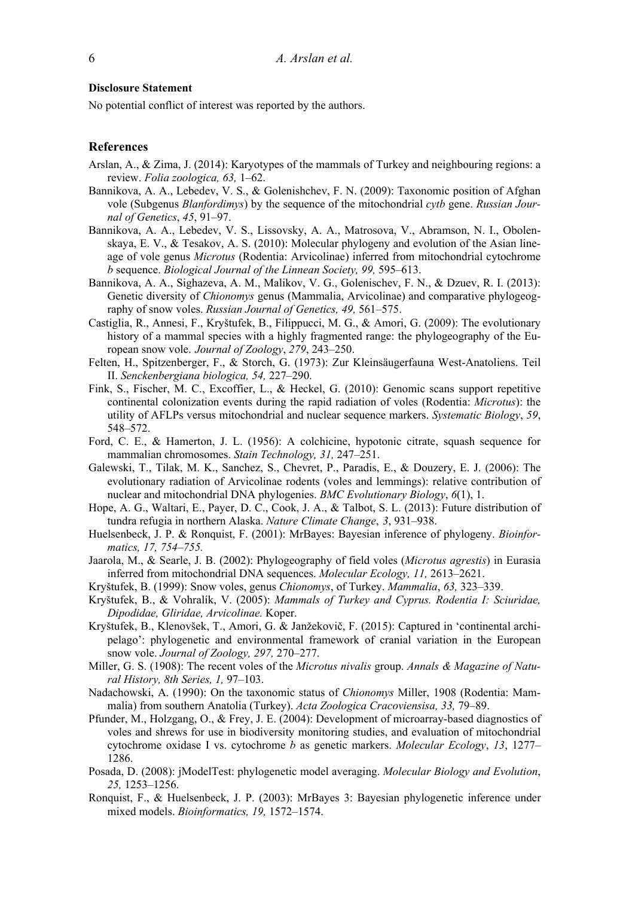**Disclosure Statement**

No potential conflict of interest was reported by the authors.

## References

Arslan, A., & Zima, J. (2014): Karyotypes of the mammals of Turkey and neighbouring regions: a review. *Folia zoologica, 63,* 1–62.

Bannikova, A. A., Lebedev, V. S., & Golenishchev, F. N. (2009): Taxonomic position of Afghan vole (Subgenus *Blanfordimys*) by the sequence of the mitochondrial *cytb* gene. *Russian Journal of Genetics*, *45*, 91–97.

Bannikova, A. A., Lebedev, V. S., Lissovsky, A. A., Matrosova, V., Abramson, N. I., Obolenskaya, E. V., & Tesakov, A. S. (2010): Molecular phylogeny and evolution of the Asian lineage of vole genus *Microtus* (Rodentia: Arvicolinae) inferred from mitochondrial cytochrome *b* sequence. *Biological Journal of the Linnean Society, 99,* 595–613.

Bannikova, A. A., Sighazeva, A. M., Malikov, V. G., Golenischev, F. N., & Dzuev, R. I. (2013): Genetic diversity of *Chionomys* genus (Mammalia, Arvicolinae) and comparative phylogeography of snow voles. *Russian Journal of Genetics, 49,* 561–575.

Castiglia, R., Annesi, F., Kryštufek, B., Filippucci, M. G., & Amori, G. (2009): The evolutionary history of a mammal species with a highly fragmented range: the phylogeography of the European snow vole. *Journal of Zoology*, *279*, 243–250.

Felten, H., Spitzenberger, F., & Storch, G. (1973): Zur Kleinsäugerfauna West-Anatoliens. Teil II. *Senckenbergiana biologica, 54,* 227–290.

Fink, S., Fischer, M. C., Excoffier, L., & Heckel, G. (2010): Genomic scans support repetitive continental colonization events during the rapid radiation of voles (Rodentia: *Microtus*): the utility of AFLPs versus mitochondrial and nuclear sequence markers. *Systematic Biology*, *59*, 548–572.

Ford, C. E., & Hamerton, J. L. (1956): A colchicine, hypotonic citrate, squash sequence for mammalian chromosomes. *Stain Technology, 31,* 247–251.

Galewski, T., Tilak, M. K., Sanchez, S., Chevret, P., Paradis, E., & Douzery, E. J. (2006): The evolutionary radiation of Arvicolinae rodents (voles and lemmings): relative contribution of nuclear and mitochondrial DNA phylogenies. *BMC Evolutionary Biology*, *6*(1), 1.

Hope, A. G., Waltari, E., Payer, D. C., Cook, J. A., & Talbot, S. L. (2013): Future distribution of tundra refugia in northern Alaska. *Nature Climate Change*, *3*, 931–938.

Huelsenbeck, J. P. & Ronquist, F. (2001): MrBayes: Bayesian inference of phylogeny. *Bioinformatics, 17, 754–755.*

Jaarola, M., & Searle, J. B. (2002): Phylogeography of field voles (*Microtus agrestis*) in Eurasia inferred from mitochondrial DNA sequences. *Molecular Ecology, 11,* 2613–2621.

Kryštufek, B. (1999): Snow voles, genus *Chionomys*, of Turkey. *Mammalia*, *63,* 323–339.

Kryštufek, B., & Vohralík, V. (2005): *Mammals of Turkey and Cyprus. Rodentia I: Sciuridae, Dipodidae, Gliridae, Arvicolinae.* Koper.

Kryštufek, B., Klenovšek, T., Amori, G. & Janžekovič, F. (2015): Captured in 'continental archipelago': phylogenetic and environmental framework of cranial variation in the European snow vole. *Journal of Zoology, 297,* 270–277.

Miller, G. S. (1908): The recent voles of the *Microtus nivalis* group. *Annals & Magazine of Natural History, 8th Series, 1,* 97–103.

Nadachowski, A. (1990): On the taxonomic status of *Chionomys* Miller, 1908 (Rodentia: Mammalia) from southern Anatolia (Turkey). *Acta Zoologica Cracoviensisa, 33,* 79–89.

Pfunder, M., Holzgang, O., & Frey, J. E. (2004): Development of microarray-based diagnostics of voles and shrews for use in biodiversity monitoring studies, and evaluation of mitochondrial cytochrome oxidase I vs. cytochrome *b* as genetic markers. *Molecular Ecology*, *13*, 1277–1286.

Posada, D. (2008): jModelTest: phylogenetic model averaging. *Molecular Biology and Evolution*, *25,* 1253–1256.

Ronquist, F., & Huelsenbeck, J. P. (2003): MrBayes 3: Bayesian phylogenetic inference under mixed models. *Bioinformatics, 19,* 1572–1574.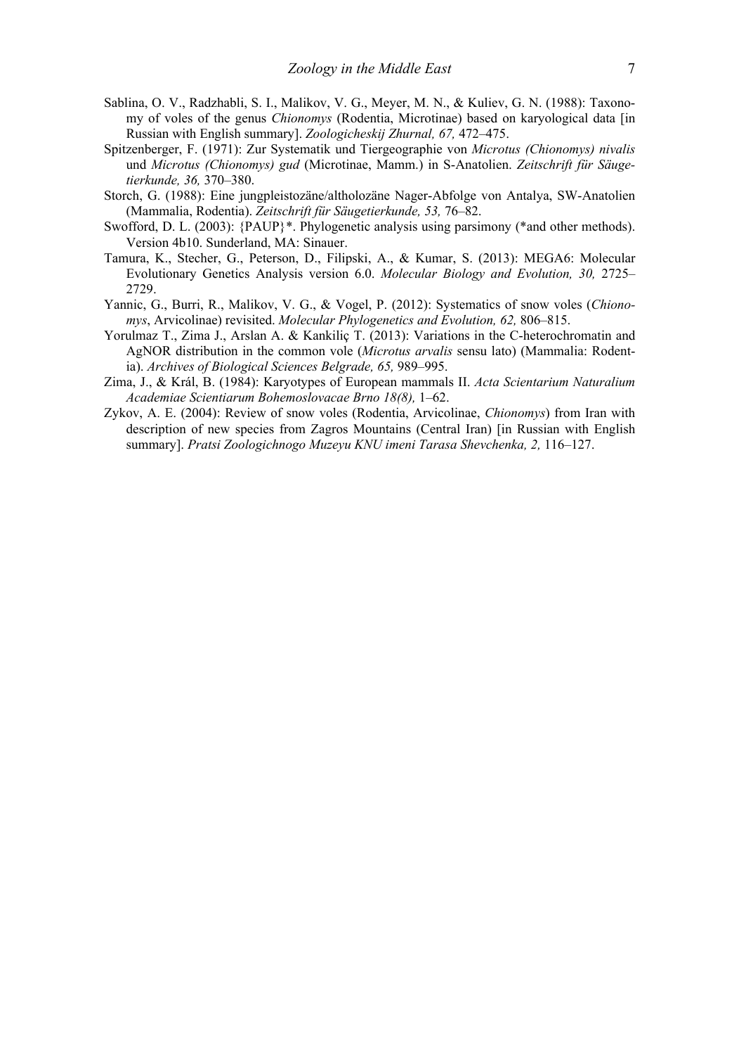Sablina, O. V., Radzhabli, S. I., Malikov, V. G., Meyer, M. N., & Kuliev, G. N. (1988): Taxonomy of voles of the genus *Chionomys* (Rodentia, Microtinae) based on karyological data [in Russian with English summary]. *Zoologicheskij Zhurnal, 67,* 472–475.

Spitzenberger, F. (1971): Zur Systematik und Tiergeographie von *Microtus (Chionomys) nivalis* und *Microtus (Chionomys) gud* (Microtinae, Mamm.) in S-Anatolien. *Zeitschrift für Säugetierkunde, 36,* 370–380.

Storch, G. (1988): Eine jungpleistozäne/altholozäne Nager-Abfolge von Antalya, SW-Anatolien (Mammalia, Rodentia). *Zeitschrift für Säugetierkunde, 53,* 76–82.

Swofford, D. L. (2003): {PAUP}*. Phylogenetic analysis using parsimony (*and other methods). Version 4b10. Sunderland, MA: Sinauer.

Tamura, K., Stecher, G., Peterson, D., Filipski, A., & Kumar, S. (2013): MEGA6: Molecular Evolutionary Genetics Analysis version 6.0. *Molecular Biology and Evolution, 30,* 2725–2729.

Yannic, G., Burri, R., Malikov, V. G., & Vogel, P. (2012): Systematics of snow voles (*Chionomys*, Arvicolinae) revisited. *Molecular Phylogenetics and Evolution, 62,* 806–815.

Yorulmaz T., Zima J., Arslan A. & Kankiliç T. (2013): Variations in the C-heterochromatin and AgNOR distribution in the common vole (*Microtus arvalis* sensu lato) (Mammalia: Rodentia). *Archives of Biological Sciences Belgrade, 65,* 989–995.

Zima, J., & Král, B. (1984): Karyotypes of European mammals II. *Acta Scientarium Naturalium Academiae Scientiarum Bohemoslovacae Brno 18(8),* 1–62.

Zykov, A. E. (2004): Review of snow voles (Rodentia, Arvicolinae, *Chionomys*) from Iran with description of new species from Zagros Mountains (Central Iran) [in Russian with English summary]. *Pratsi Zoologichnogo Muzeyu KNU imeni Tarasa Shevchenka, 2,* 116–127.